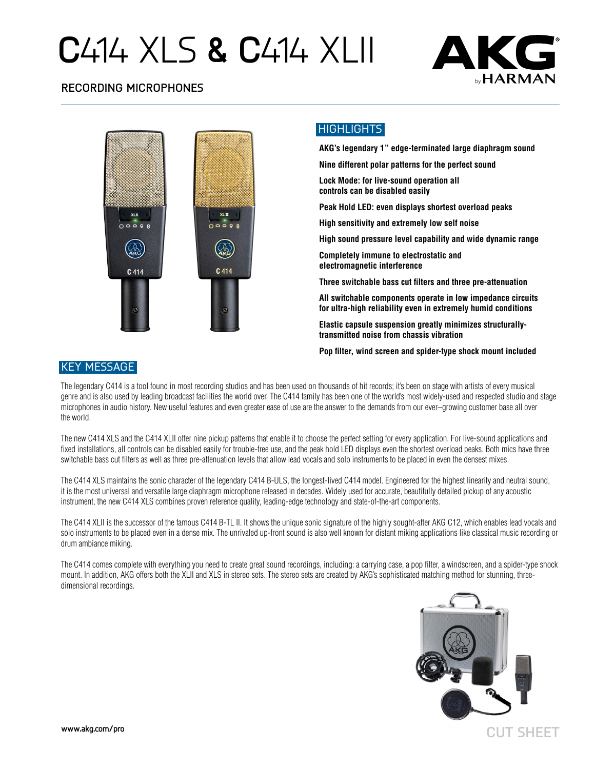# C414 XLS & C414 XLII

## RECORDING MICROPHONES

## HIGHLIGHTS

**AKG's legendary 1" edge-terminated large diaphragm sound**

**Nine different polar patterns for the perfect sound**

**Lock Mode: for live-sound operation all controls can be disabled easily**

**Peak Hold LED: even displays shortest overload peaks**

**High sensitivity and extremely low self noise**

**High sound pressure level capability and wide dynamic range**

**Completely immune to electrostatic and electromagnetic interference**

**Three switchable bass cut filters and three pre-attenuation**

**All switchable components operate in low impedance circuits for ultra-high reliability even in extremely humid conditions**

**Elastic capsule suspension greatly minimizes structurally-transmitted noise from chassis vibration**

**Pop filter, wind screen and spider-type shock mount included**

## KEY MESSAGE

The legendary C414 is a tool found in most recording studios and has been used on thousands of hit records; it's been on stage with artists of every musical genre and is also used by leading broadcast facilities the world over. The C414 family has been one of the world's most widely-used and respected studio and stage microphones in audio history. New useful features and even greater ease of use are the answer to the demands from our ever–growing customer base all over the world.

The new C414 XLS and the C414 XLII offer nine pickup patterns that enable it to choose the perfect setting for every application. For live-sound applications and fixed installations, all controls can be disabled easily for trouble-free use, and the peak hold LED displays even the shortest overload peaks. Both mics have three switchable bass cut filters as well as three pre-attenuation levels that allow lead vocals and solo instruments to be placed in even the densest mixes.

The C414 XLS maintains the sonic character of the legendary C414 B-ULS, the longest-lived C414 model. Engineered for the highest linearity and neutral sound, it is the most universal and versatile large diaphragm microphone released in decades. Widely used for accurate, beautifully detailed pickup of any acoustic instrument, the new C414 XLS combines proven reference quality, leading-edge technology and state-of-the-art components.

The C414 XLII is the successor of the famous C414 B-TL II. It shows the unique sonic signature of the highly sought-after AKG C12, which enables lead vocals and solo instruments to be placed even in a dense mix. The unrivaled up-front sound is also well known for distant miking applications like classical music recording or drum ambiance miking.

The C414 comes complete with everything you need to create great sound recordings, including: a carrying case, a pop filter, a windscreen, and a spider-type shock mount. In addition, AKG offers both the XLII and XLS in stereo sets. The stereo sets are created by AKG's sophisticated matching method for stunning, three-dimensional recordings.

www.akg.com/pro

CUT SHEET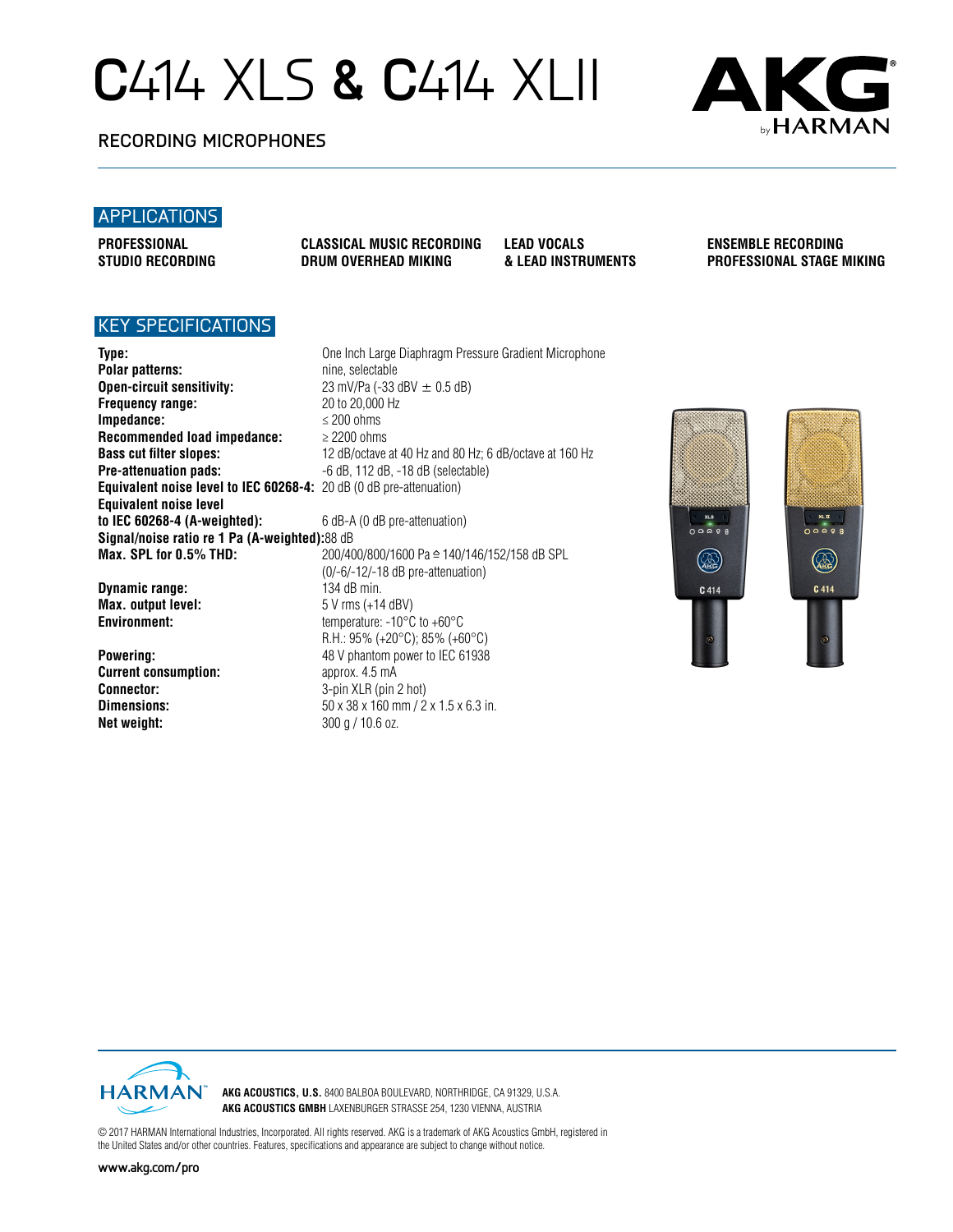# C414 XLS & C414 XLII

## RECORDING MICROPHONES

## APPLICATIONS

**PROFESSIONAL STUDIO RECORDING**

**CLASSICAL MUSIC RECORDING**
**DRUM OVERHEAD MIKING**

**LEAD VOCALS & LEAD INSTRUMENTS**

**ENSEMBLE RECORDING**
**PROFESSIONAL STAGE MIKING**

## KEY SPECIFICATIONS

| | |
|---|---|
| **Type:** | One Inch Large Diaphragm Pressure Gradient Microphone |
| **Polar patterns:** | nine, selectable |
| **Open-circuit sensitivity:** | 23 mV/Pa (-33 dBV ± 0.5 dB) |
| **Frequency range:** | 20 to 20,000 Hz |
| **Impedance:** | ≤ 200 ohms |
| **Recommended load impedance:** | ≥ 2200 ohms |
| **Bass cut filter slopes:** | 12 dB/octave at 40 Hz and 80 Hz; 6 dB/octave at 160 Hz |
| **Pre-attenuation pads:** | -6 dB, 112 dB, -18 dB (selectable) |
| **Equivalent noise level to IEC 60268-4:** | 20 dB (0 dB pre-attenuation) |
| **Equivalent noise level to IEC 60268-4 (A-weighted):** | 6 dB-A (0 dB pre-attenuation) |
| **Signal/noise ratio re 1 Pa (A-weighted):** | 88 dB |
| **Max. SPL for 0.5% THD:** | 200/400/800/1600 Pa ≙ 140/146/152/158 dB SPL (0/-6/-12/-18 dB pre-attenuation) |
| **Dynamic range:** | 134 dB min. |
| **Max. output level:** | 5 V rms (+14 dBV) |
| **Environment:** | temperature: -10°C to +60°C<br>R.H.: 95% (+20°C); 85% (+60°C) |
| **Powering:** | 48 V phantom power to IEC 61938 |
| **Current consumption:** | approx. 4.5 mA |
| **Connector:** | 3-pin XLR (pin 2 hot) |
| **Dimensions:** | 50 x 38 x 160 mm / 2 x 1.5 x 6.3 in. |
| **Net weight:** | 300 g / 10.6 oz. |

**AKG ACOUSTICS, U.S.** 8400 BALBOA BOULEVARD, NORTHRIDGE, CA 91329, U.S.A.
**AKG ACOUSTICS GMBH** LAXENBURGER STRASSE 254, 1230 VIENNA, AUSTRIA

© 2017 HARMAN International Industries, Incorporated. All rights reserved. AKG is a trademark of AKG Acoustics GmbH, registered in the United States and/or other countries. Features, specifications and appearance are subject to change without notice.

www.akg.com/pro